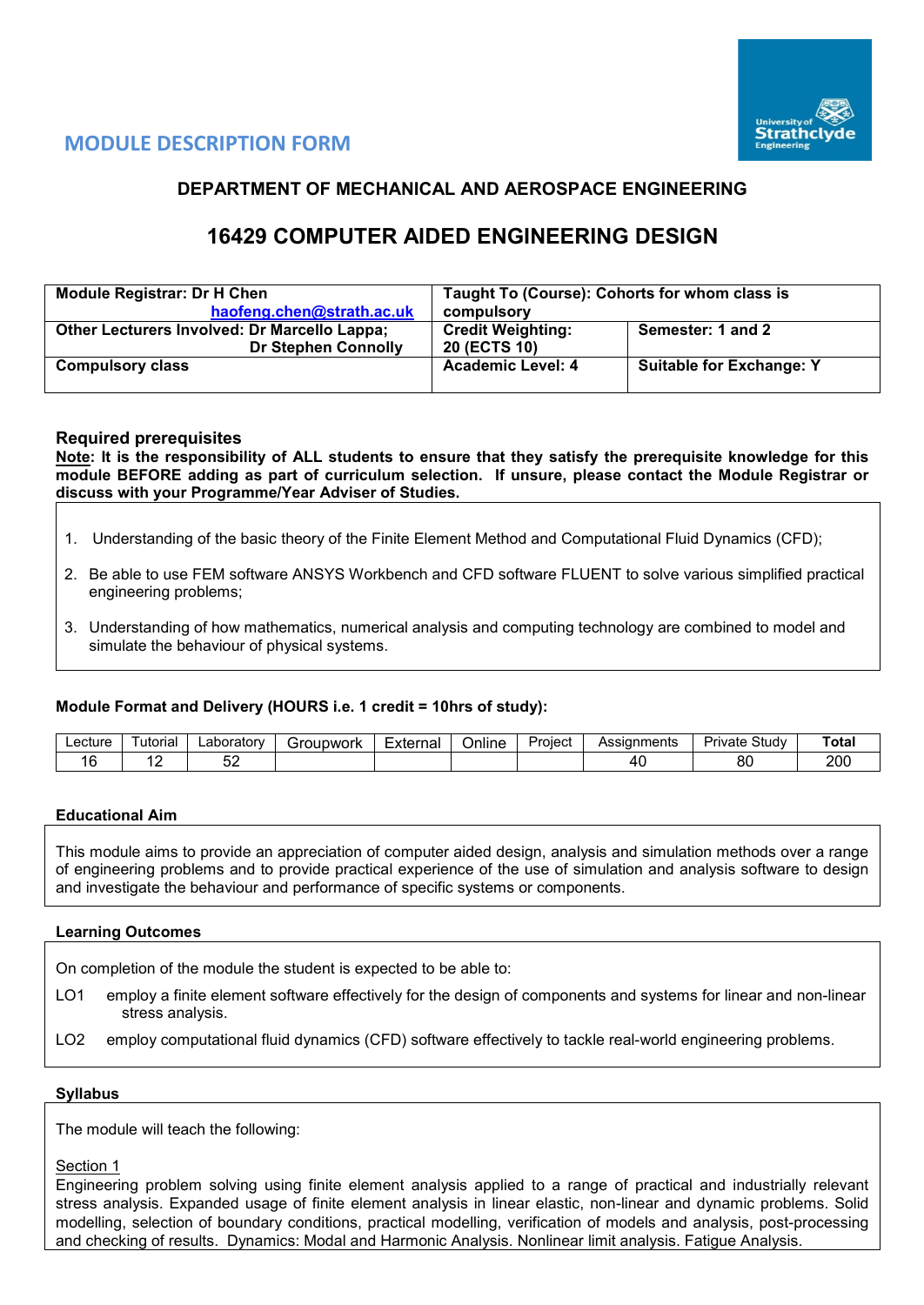## MODULE DESCRIPTION FORM

### DEPARTMENT OF MECHANICAL AND AEROSPACE ENGINEERING

# 16429 COMPUTER AIDED ENGINEERING DESIGN

| | | |
|---|---|---|
| **Module Registrar: Dr H Chen** [haofeng.chen@strath.ac.uk](mailto:haofeng.chen@strath.ac.uk) | **Taught To (Course): Cohorts for whom class is compulsory** | |
| **Other Lecturers Involved: Dr Marcello Lappa; Dr Stephen Connolly** | **Credit Weighting: 20 (ECTS 10)** | **Semester: 1 and 2** |
| **Compulsory class** | **Academic Level: 4** | **Suitable for Exchange: Y** |

### Required prerequisites

**Note: It is the responsibility of ALL students to ensure that they satisfy the prerequisite knowledge for this module BEFORE adding as part of curriculum selection. If unsure, please contact the Module Registrar or discuss with your Programme/Year Adviser of Studies.**

1. Understanding of the basic theory of the Finite Element Method and Computational Fluid Dynamics (CFD);
2. Be able to use FEM software ANSYS Workbench and CFD software FLUENT to solve various simplified practical engineering problems;
3. Understanding of how mathematics, numerical analysis and computing technology are combined to model and simulate the behaviour of physical systems.

**Module Format and Delivery (HOURS i.e. 1 credit = 10hrs of study):**

| Lecture | Tutorial | Laboratory | Groupwork | External | Online | Project | Assignments | Private Study | **Total** |
|---|---|---|---|---|---|---|---|---|---|
| 16 | 12 | 52 | | | | | 40 | 80 | 200 |

**Educational Aim**

This module aims to provide an appreciation of computer aided design, analysis and simulation methods over a range of engineering problems and to provide practical experience of the use of simulation and analysis software to design and investigate the behaviour and performance of specific systems or components.

**Learning Outcomes**

On completion of the module the student is expected to be able to:

LO1 employ a finite element software effectively for the design of components and systems for linear and non-linear stress analysis.

LO2 employ computational fluid dynamics (CFD) software effectively to tackle real-world engineering problems.

**Syllabus**

The module will teach the following:

Section 1

Engineering problem solving using finite element analysis applied to a range of practical and industrially relevant stress analysis. Expanded usage of finite element analysis in linear elastic, non-linear and dynamic problems. Solid modelling, selection of boundary conditions, practical modelling, verification of models and analysis, post-processing and checking of results. Dynamics: Modal and Harmonic Analysis. Nonlinear limit analysis. Fatigue Analysis.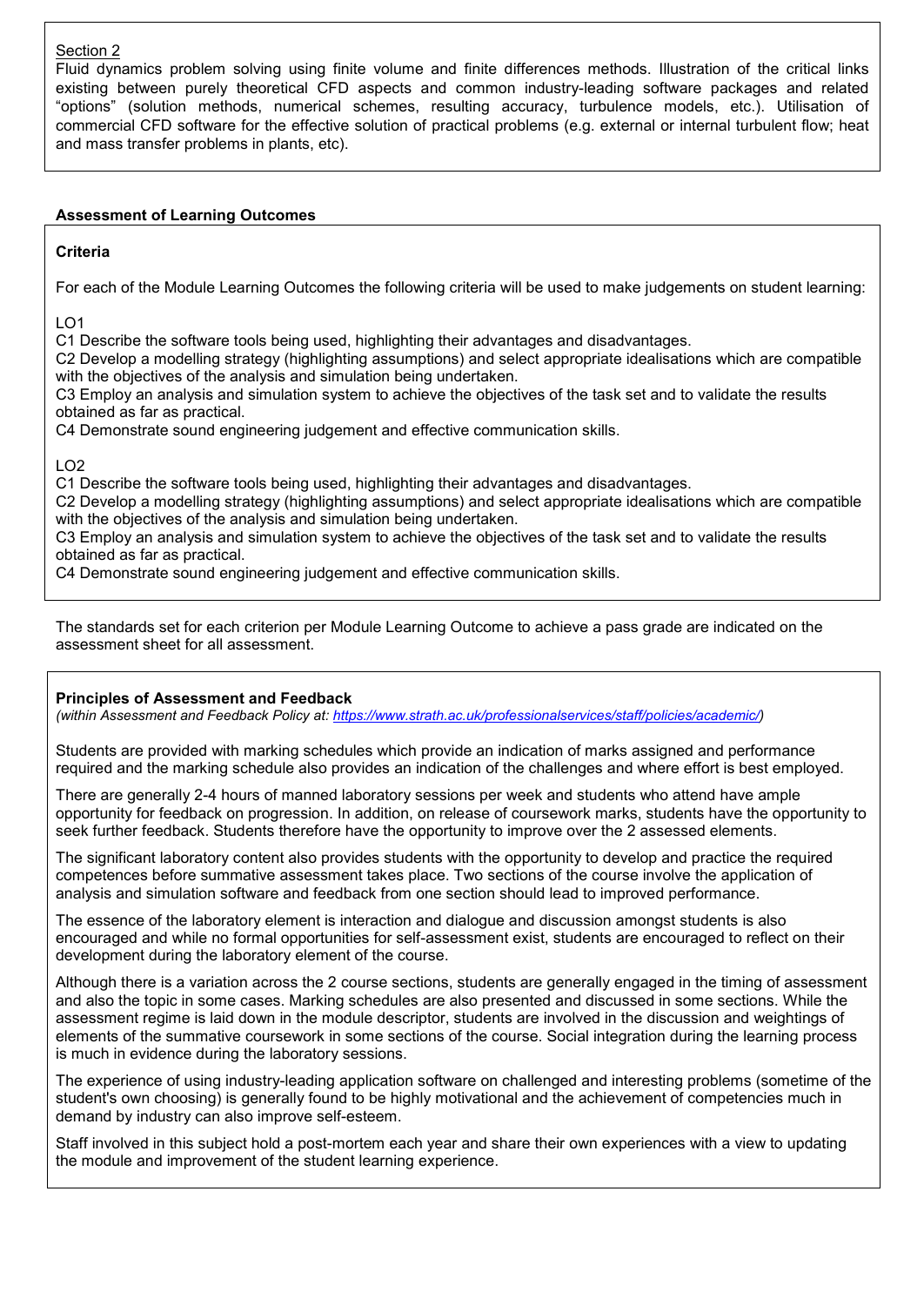Section 2

Fluid dynamics problem solving using finite volume and finite differences methods. Illustration of the critical links existing between purely theoretical CFD aspects and common industry-leading software packages and related “options” (solution methods, numerical schemes, resulting accuracy, turbulence models, etc.). Utilisation of commercial CFD software for the effective solution of practical problems (e.g. external or internal turbulent flow; heat and mass transfer problems in plants, etc).

## Assessment of Learning Outcomes

### Criteria

For each of the Module Learning Outcomes the following criteria will be used to make judgements on student learning:

LO1

C1 Describe the software tools being used, highlighting their advantages and disadvantages.

C2 Develop a modelling strategy (highlighting assumptions) and select appropriate idealisations which are compatible with the objectives of the analysis and simulation being undertaken.

C3 Employ an analysis and simulation system to achieve the objectives of the task set and to validate the results obtained as far as practical.

C4 Demonstrate sound engineering judgement and effective communication skills.

LO2

C1 Describe the software tools being used, highlighting their advantages and disadvantages.

C2 Develop a modelling strategy (highlighting assumptions) and select appropriate idealisations which are compatible with the objectives of the analysis and simulation being undertaken.

C3 Employ an analysis and simulation system to achieve the objectives of the task set and to validate the results obtained as far as practical.

C4 Demonstrate sound engineering judgement and effective communication skills.

The standards set for each criterion per Module Learning Outcome to achieve a pass grade are indicated on the assessment sheet for all assessment.

### Principles of Assessment and Feedback

*(within Assessment and Feedback Policy at: https://www.strath.ac.uk/professionalservices/staff/policies/academic/)*

Students are provided with marking schedules which provide an indication of marks assigned and performance required and the marking schedule also provides an indication of the challenges and where effort is best employed.

There are generally 2-4 hours of manned laboratory sessions per week and students who attend have ample opportunity for feedback on progression. In addition, on release of coursework marks, students have the opportunity to seek further feedback. Students therefore have the opportunity to improve over the 2 assessed elements.

The significant laboratory content also provides students with the opportunity to develop and practice the required competences before summative assessment takes place. Two sections of the course involve the application of analysis and simulation software and feedback from one section should lead to improved performance.

The essence of the laboratory element is interaction and dialogue and discussion amongst students is also encouraged and while no formal opportunities for self-assessment exist, students are encouraged to reflect on their development during the laboratory element of the course.

Although there is a variation across the 2 course sections, students are generally engaged in the timing of assessment and also the topic in some cases. Marking schedules are also presented and discussed in some sections. While the assessment regime is laid down in the module descriptor, students are involved in the discussion and weightings of elements of the summative coursework in some sections of the course. Social integration during the learning process is much in evidence during the laboratory sessions.

The experience of using industry-leading application software on challenged and interesting problems (sometime of the student's own choosing) is generally found to be highly motivational and the achievement of competencies much in demand by industry can also improve self-esteem.

Staff involved in this subject hold a post-mortem each year and share their own experiences with a view to updating the module and improvement of the student learning experience.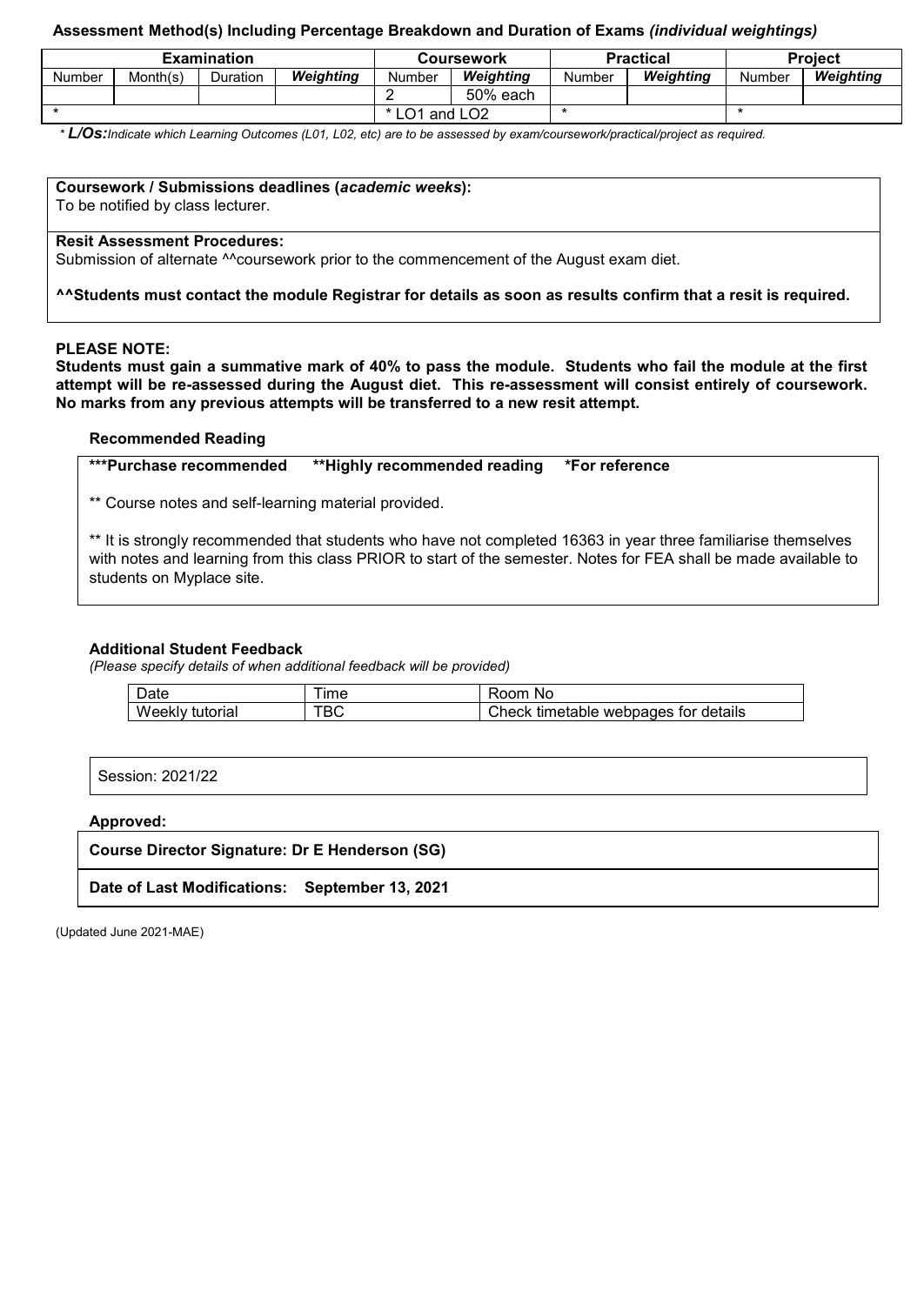**Assessment Method(s) Including Percentage Breakdown and Duration of Exams *(individual weightings)***

| Examination | | | | Coursework | | Practical | | Project | |
|---|---|---|---|---|---|---|---|---|---|
| Number | Month(s) | Duration | ***Weighting*** | Number | ***Weighting*** | Number | ***Weighting*** | Number | ***Weighting*** |
| | | | | 2 | 50% each | | | | |
| * | | | | * LO1 and LO2 | | * | | * | |

* ***L/Os:*** *Indicate which Learning Outcomes (L01, L02, etc) are to be assessed by exam/coursework/practical/project as required.*

**Coursework / Submissions deadlines (*academic weeks*):**
To be notified by class lecturer.

**Resit Assessment Procedures:**
Submission of alternate ^^coursework prior to the commencement of the August exam diet.

**^^Students must contact the module Registrar for details as soon as results confirm that a resit is required.**

**PLEASE NOTE:**
**Students must gain a summative mark of 40% to pass the module. Students who fail the module at the first attempt will be re-assessed during the August diet. This re-assessment will consist entirely of coursework. No marks from any previous attempts will be transferred to a new resit attempt.**

**Recommended Reading**

**\*\*\*Purchase recommended \*\*Highly recommended reading \*For reference**

** Course notes and self-learning material provided.

** It is strongly recommended that students who have not completed 16363 in year three familiarise themselves with notes and learning from this class PRIOR to start of the semester. Notes for FEA shall be made available to students on Myplace site.

**Additional Student Feedback**
*(Please specify details of when additional feedback will be provided)*

| Date | Time | Room No |
|---|---|---|
| Weekly tutorial | TBC | Check timetable webpages for details |

Session: 2021/22

**Approved:**

**Course Director Signature: Dr E Henderson (SG)**

**Date of Last Modifications: September 13, 2021**

(Updated June 2021-MAE)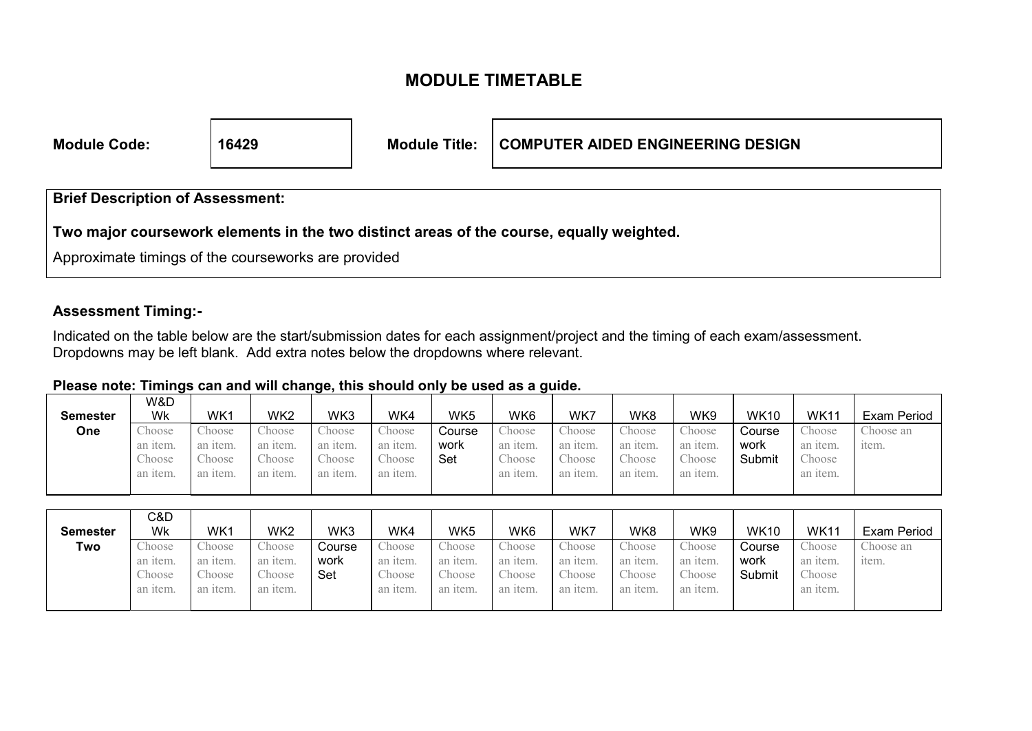# MODULE TIMETABLE

**Module Code:** **16429**

**Module Title:** **COMPUTER AIDED ENGINEERING DESIGN**

**Brief Description of Assessment:**

**Two major coursework elements in the two distinct areas of the course, equally weighted.**

Approximate timings of the courseworks are provided

**Assessment Timing:-**

Indicated on the table below are the start/submission dates for each assignment/project and the timing of each exam/assessment. Dropdowns may be left blank. Add extra notes below the dropdowns where relevant.

**Please note: Timings can and will change, this should only be used as a guide.**

| Semester | W&D Wk | WK1 | WK2 | WK3 | WK4 | WK5 | WK6 | WK7 | WK8 | WK9 | WK10 | WK11 | Exam Period |
|---|---|---|---|---|---|---|---|---|---|---|---|---|---|
| One | Choose an item. Choose an item. | Choose an item. Choose an item. | Choose an item. Choose an item. | Choose an item. Choose an item. | Choose an item. Choose an item. | Course work Set | Choose an item. Choose an item. | Choose an item. Choose an item. | Choose an item. Choose an item. | Choose an item. Choose an item. | Course work Submit | Choose an item. Choose an item. | Choose an item. |

| Semester | C&D Wk | WK1 | WK2 | WK3 | WK4 | WK5 | WK6 | WK7 | WK8 | WK9 | WK10 | WK11 | Exam Period |
|---|---|---|---|---|---|---|---|---|---|---|---|---|---|
| Two | Choose an item. Choose an item. | Choose an item. Choose an item. | Choose an item. Choose an item. | Course work Set | Choose an item. Choose an item. | Choose an item. Choose an item. | Choose an item. Choose an item. | Choose an item. Choose an item. | Choose an item. Choose an item. | Choose an item. Choose an item. | Course work Submit | Choose an item. Choose an item. | Choose an item. |